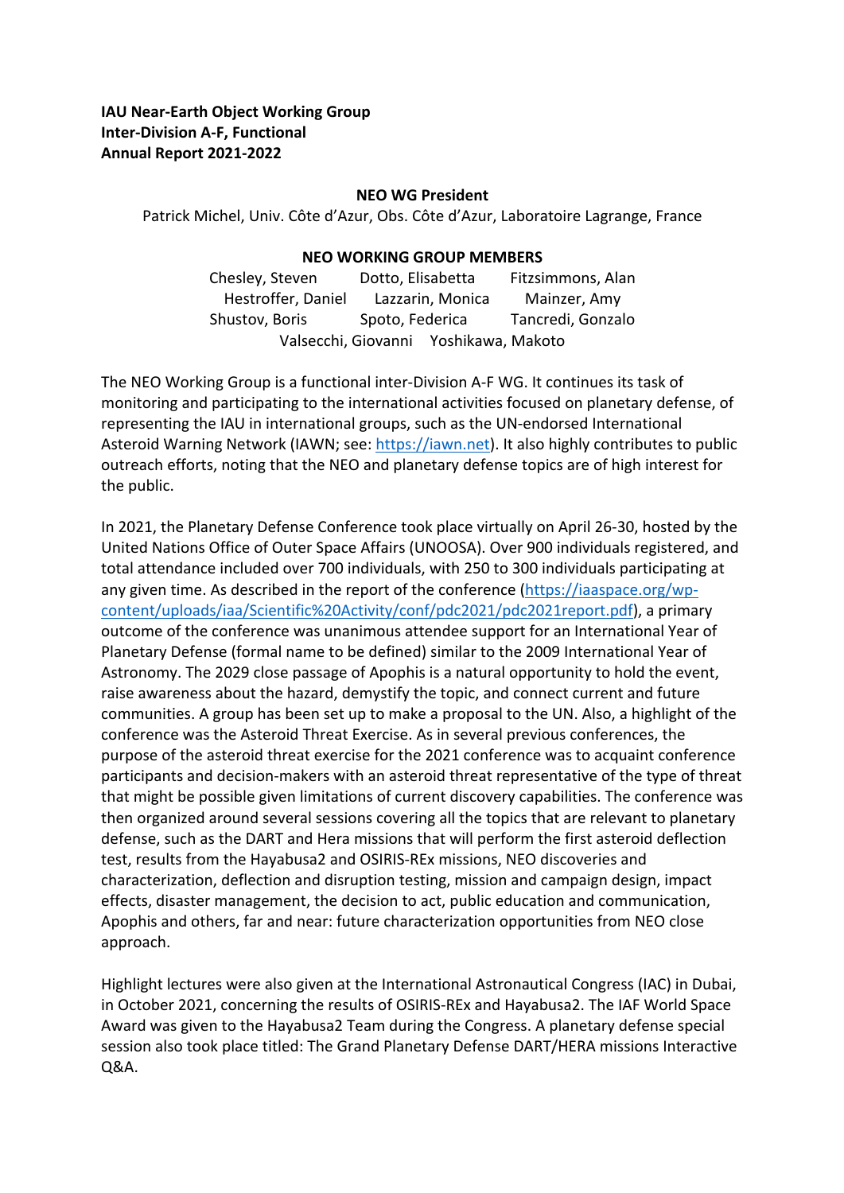**IAU Near-Earth Object Working Group**
**Inter-Division A-F, Functional**
**Annual Report 2021-2022**

**NEO WG President**

Patrick Michel, Univ. Côte d'Azur, Obs. Côte d'Azur, Laboratoire Lagrange, France

**NEO WORKING GROUP MEMBERS**

Chesley, Steven — Dotto, Elisabetta — Fitzsimmons, Alan
Hestroffer, Daniel — Lazzarin, Monica — Mainzer, Amy
Shustov, Boris — Spoto, Federica — Tancredi, Gonzalo
Valsecchi, Giovanni — Yoshikawa, Makoto

The NEO Working Group is a functional inter-Division A-F WG. It continues its task of monitoring and participating to the international activities focused on planetary defense, of representing the IAU in international groups, such as the UN-endorsed International Asteroid Warning Network (IAWN; see: https://iawn.net). It also highly contributes to public outreach efforts, noting that the NEO and planetary defense topics are of high interest for the public.

In 2021, the Planetary Defense Conference took place virtually on April 26-30, hosted by the United Nations Office of Outer Space Affairs (UNOOSA). Over 900 individuals registered, and total attendance included over 700 individuals, with 250 to 300 individuals participating at any given time. As described in the report of the conference (https://iaaspace.org/wp-content/uploads/iaa/Scientific%20Activity/conf/pdc2021/pdc2021report.pdf), a primary outcome of the conference was unanimous attendee support for an International Year of Planetary Defense (formal name to be defined) similar to the 2009 International Year of Astronomy. The 2029 close passage of Apophis is a natural opportunity to hold the event, raise awareness about the hazard, demystify the topic, and connect current and future communities. A group has been set up to make a proposal to the UN. Also, a highlight of the conference was the Asteroid Threat Exercise. As in several previous conferences, the purpose of the asteroid threat exercise for the 2021 conference was to acquaint conference participants and decision-makers with an asteroid threat representative of the type of threat that might be possible given limitations of current discovery capabilities. The conference was then organized around several sessions covering all the topics that are relevant to planetary defense, such as the DART and Hera missions that will perform the first asteroid deflection test, results from the Hayabusa2 and OSIRIS-REx missions, NEO discoveries and characterization, deflection and disruption testing, mission and campaign design, impact effects, disaster management, the decision to act, public education and communication, Apophis and others, far and near: future characterization opportunities from NEO close approach.

Highlight lectures were also given at the International Astronautical Congress (IAC) in Dubai, in October 2021, concerning the results of OSIRIS-REx and Hayabusa2. The IAF World Space Award was given to the Hayabusa2 Team during the Congress. A planetary defense special session also took place titled: The Grand Planetary Defense DART/HERA missions Interactive Q&A.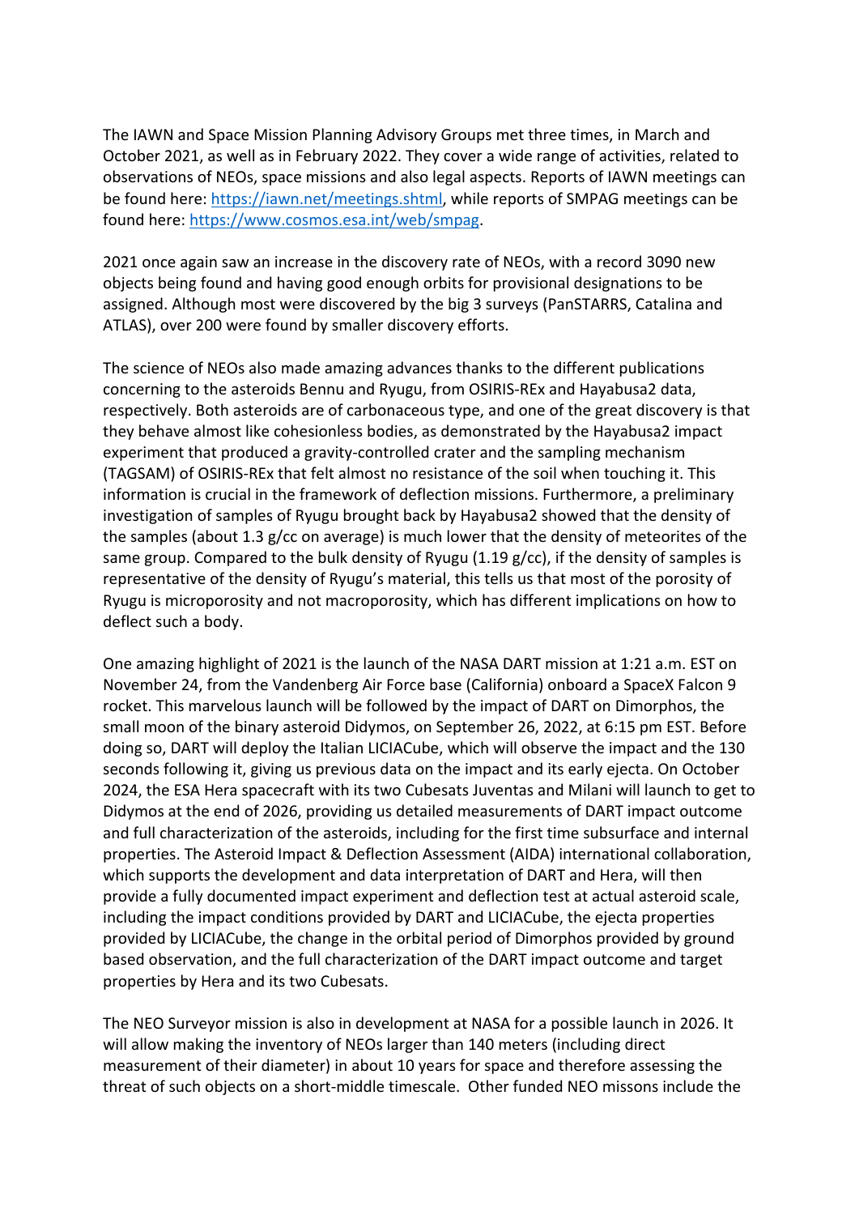The IAWN and Space Mission Planning Advisory Groups met three times, in March and October 2021, as well as in February 2022. They cover a wide range of activities, related to observations of NEOs, space missions and also legal aspects. Reports of IAWN meetings can be found here: https://iawn.net/meetings.shtml, while reports of SMPAG meetings can be found here: https://www.cosmos.esa.int/web/smpag.

2021 once again saw an increase in the discovery rate of NEOs, with a record 3090 new objects being found and having good enough orbits for provisional designations to be assigned. Although most were discovered by the big 3 surveys (PanSTARRS, Catalina and ATLAS), over 200 were found by smaller discovery efforts.

The science of NEOs also made amazing advances thanks to the different publications concerning to the asteroids Bennu and Ryugu, from OSIRIS-REx and Hayabusa2 data, respectively. Both asteroids are of carbonaceous type, and one of the great discovery is that they behave almost like cohesionless bodies, as demonstrated by the Hayabusa2 impact experiment that produced a gravity-controlled crater and the sampling mechanism (TAGSAM) of OSIRIS-REx that felt almost no resistance of the soil when touching it. This information is crucial in the framework of deflection missions. Furthermore, a preliminary investigation of samples of Ryugu brought back by Hayabusa2 showed that the density of the samples (about 1.3 g/cc on average) is much lower that the density of meteorites of the same group. Compared to the bulk density of Ryugu (1.19 g/cc), if the density of samples is representative of the density of Ryugu's material, this tells us that most of the porosity of Ryugu is microporosity and not macroporosity, which has different implications on how to deflect such a body.

One amazing highlight of 2021 is the launch of the NASA DART mission at 1:21 a.m. EST on November 24, from the Vandenberg Air Force base (California) onboard a SpaceX Falcon 9 rocket. This marvelous launch will be followed by the impact of DART on Dimorphos, the small moon of the binary asteroid Didymos, on September 26, 2022, at 6:15 pm EST. Before doing so, DART will deploy the Italian LICIACube, which will observe the impact and the 130 seconds following it, giving us previous data on the impact and its early ejecta. On October 2024, the ESA Hera spacecraft with its two Cubesats Juventas and Milani will launch to get to Didymos at the end of 2026, providing us detailed measurements of DART impact outcome and full characterization of the asteroids, including for the first time subsurface and internal properties. The Asteroid Impact & Deflection Assessment (AIDA) international collaboration, which supports the development and data interpretation of DART and Hera, will then provide a fully documented impact experiment and deflection test at actual asteroid scale, including the impact conditions provided by DART and LICIACube, the ejecta properties provided by LICIACube, the change in the orbital period of Dimorphos provided by ground based observation, and the full characterization of the DART impact outcome and target properties by Hera and its two Cubesats.

The NEO Surveyor mission is also in development at NASA for a possible launch in 2026. It will allow making the inventory of NEOs larger than 140 meters (including direct measurement of their diameter) in about 10 years for space and therefore assessing the threat of such objects on a short-middle timescale. Other funded NEO missons include the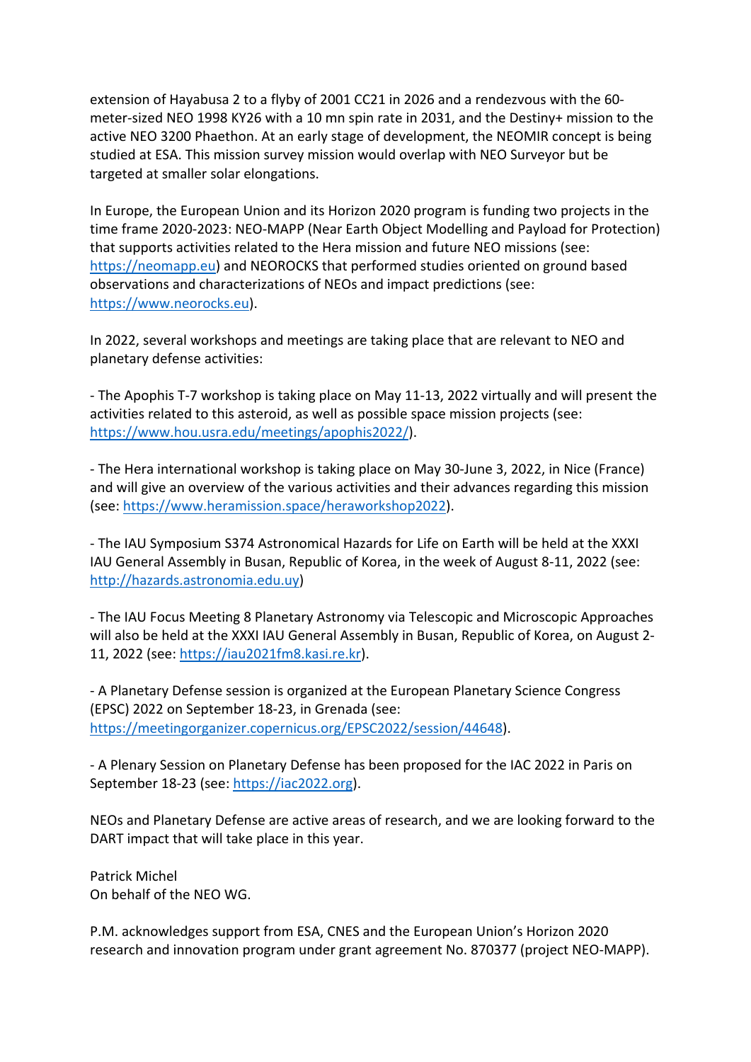extension of Hayabusa 2 to a flyby of 2001 CC21 in 2026 and a rendezvous with the 60-meter-sized NEO 1998 KY26 with a 10 mn spin rate in 2031, and the Destiny+ mission to the active NEO 3200 Phaethon. At an early stage of development, the NEOMIR concept is being studied at ESA. This mission survey mission would overlap with NEO Surveyor but be targeted at smaller solar elongations.

In Europe, the European Union and its Horizon 2020 program is funding two projects in the time frame 2020-2023: NEO-MAPP (Near Earth Object Modelling and Payload for Protection) that supports activities related to the Hera mission and future NEO missions (see: https://neomapp.eu) and NEOROCKS that performed studies oriented on ground based observations and characterizations of NEOs and impact predictions (see: https://www.neorocks.eu).

In 2022, several workshops and meetings are taking place that are relevant to NEO and planetary defense activities:

- The Apophis T-7 workshop is taking place on May 11-13, 2022 virtually and will present the activities related to this asteroid, as well as possible space mission projects (see: https://www.hou.usra.edu/meetings/apophis2022/).

- The Hera international workshop is taking place on May 30-June 3, 2022, in Nice (France) and will give an overview of the various activities and their advances regarding this mission (see: https://www.heramission.space/heraworkshop2022).

- The IAU Symposium S374 Astronomical Hazards for Life on Earth will be held at the XXXI IAU General Assembly in Busan, Republic of Korea, in the week of August 8-11, 2022 (see: http://hazards.astronomia.edu.uy)

- The IAU Focus Meeting 8 Planetary Astronomy via Telescopic and Microscopic Approaches will also be held at the XXXI IAU General Assembly in Busan, Republic of Korea, on August 2-11, 2022 (see: https://iau2021fm8.kasi.re.kr).

- A Planetary Defense session is organized at the European Planetary Science Congress (EPSC) 2022 on September 18-23, in Grenada (see: https://meetingorganizer.copernicus.org/EPSC2022/session/44648).

- A Plenary Session on Planetary Defense has been proposed for the IAC 2022 in Paris on September 18-23 (see: https://iac2022.org).

NEOs and Planetary Defense are active areas of research, and we are looking forward to the DART impact that will take place in this year.

Patrick Michel
On behalf of the NEO WG.

P.M. acknowledges support from ESA, CNES and the European Union's Horizon 2020 research and innovation program under grant agreement No. 870377 (project NEO-MAPP).